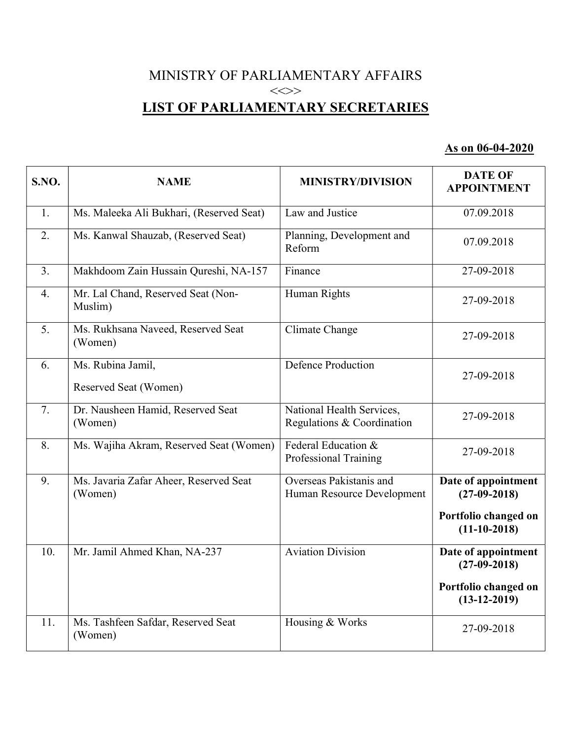# MINISTRY OF PARLIAMENTARY AFFAIRS

<<>>

## LIST OF PARLIAMENTARY SECRETARIES

**As on 06-04-2020**

| S.NO. | NAME | MINISTRY/DIVISION | DATE OF APPOINTMENT |
|---|---|---|---|
| 1. | Ms. Maleeka Ali Bukhari, (Reserved Seat) | Law and Justice | 07.09.2018 |
| 2. | Ms. Kanwal Shauzab, (Reserved Seat) | Planning, Development and Reform | 07.09.2018 |
| 3. | Makhdoom Zain Hussain Qureshi, NA-157 | Finance | 27-09-2018 |
| 4. | Mr. Lal Chand, Reserved Seat (Non-Muslim) | Human Rights | 27-09-2018 |
| 5. | Ms. Rukhsana Naveed, Reserved Seat (Women) | Climate Change | 27-09-2018 |
| 6. | Ms. Rubina Jamil, Reserved Seat (Women) | Defence Production | 27-09-2018 |
| 7. | Dr. Nausheen Hamid, Reserved Seat (Women) | National Health Services, Regulations & Coordination | 27-09-2018 |
| 8. | Ms. Wajiha Akram, Reserved Seat (Women) | Federal Education & Professional Training | 27-09-2018 |
| 9. | Ms. Javaria Zafar Aheer, Reserved Seat (Women) | Overseas Pakistanis and Human Resource Development | **Date of appointment (27-09-2018)** **Portfolio changed on (11-10-2018)** |
| 10. | Mr. Jamil Ahmed Khan, NA-237 | Aviation Division | **Date of appointment (27-09-2018)** **Portfolio changed on (13-12-2019)** |
| 11. | Ms. Tashfeen Safdar, Reserved Seat (Women) | Housing & Works | 27-09-2018 |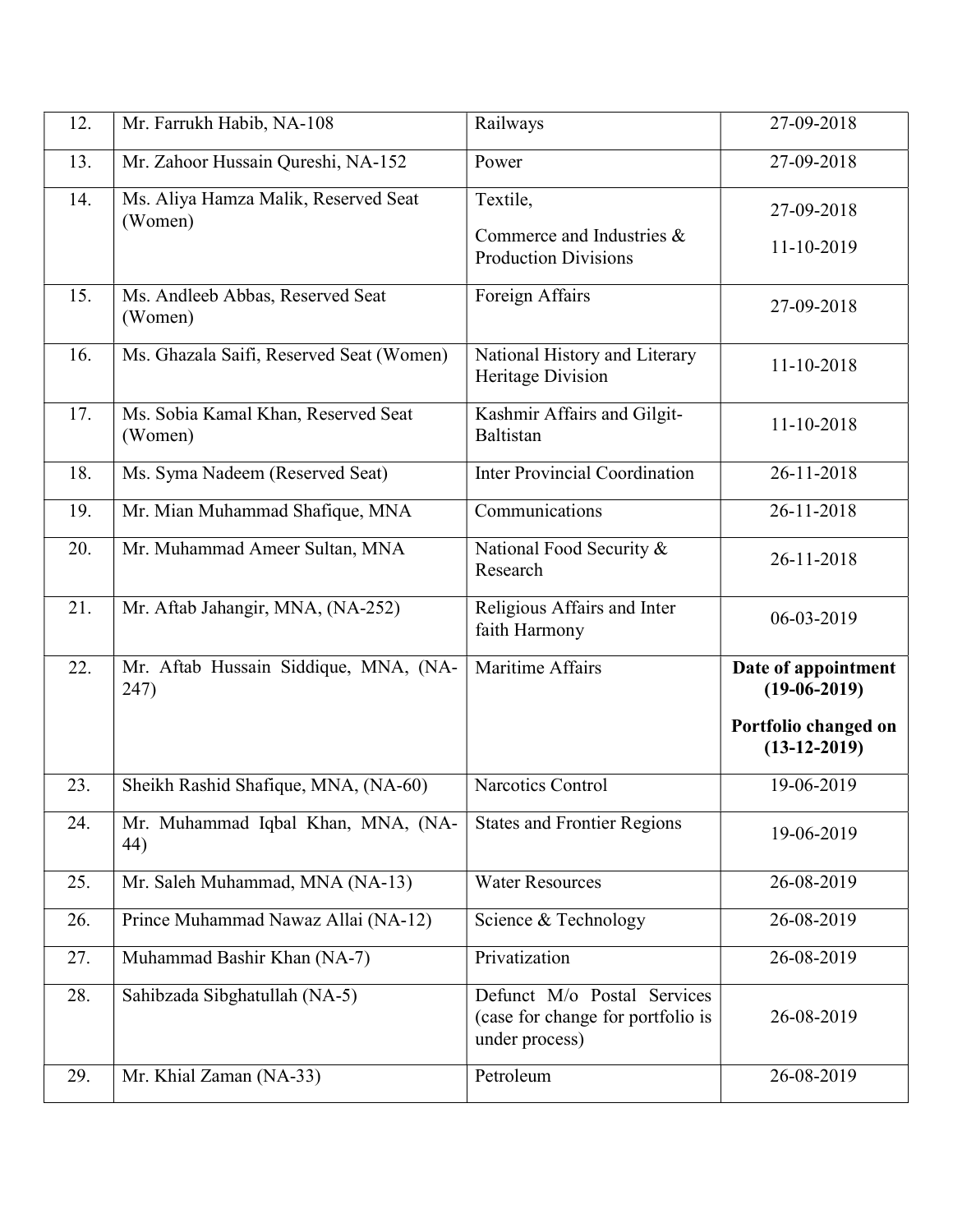| | | | |
|---|---|---|---|
| 12. | Mr. Farrukh Habib, NA-108 | Railways | 27-09-2018 |
| 13. | Mr. Zahoor Hussain Qureshi, NA-152 | Power | 27-09-2018 |
| 14. | Ms. Aliya Hamza Malik, Reserved Seat (Women) | Textile,<br>Commerce and Industries & Production Divisions | 27-09-2018<br>11-10-2019 |
| 15. | Ms. Andleeb Abbas, Reserved Seat (Women) | Foreign Affairs | 27-09-2018 |
| 16. | Ms. Ghazala Saifi, Reserved Seat (Women) | National History and Literary Heritage Division | 11-10-2018 |
| 17. | Ms. Sobia Kamal Khan, Reserved Seat (Women) | Kashmir Affairs and Gilgit-Baltistan | 11-10-2018 |
| 18. | Ms. Syma Nadeem (Reserved Seat) | Inter Provincial Coordination | 26-11-2018 |
| 19. | Mr. Mian Muhammad Shafique, MNA | Communications | 26-11-2018 |
| 20. | Mr. Muhammad Ameer Sultan, MNA | National Food Security & Research | 26-11-2018 |
| 21. | Mr. Aftab Jahangir, MNA, (NA-252) | Religious Affairs and Inter faith Harmony | 06-03-2019 |
| 22. | Mr. Aftab Hussain Siddique, MNA, (NA-247) | Maritime Affairs | **Date of appointment (19-06-2019)**<br>**Portfolio changed on (13-12-2019)** |
| 23. | Sheikh Rashid Shafique, MNA, (NA-60) | Narcotics Control | 19-06-2019 |
| 24. | Mr. Muhammad Iqbal Khan, MNA, (NA-44) | States and Frontier Regions | 19-06-2019 |
| 25. | Mr. Saleh Muhammad, MNA (NA-13) | Water Resources | 26-08-2019 |
| 26. | Prince Muhammad Nawaz Allai (NA-12) | Science & Technology | 26-08-2019 |
| 27. | Muhammad Bashir Khan (NA-7) | Privatization | 26-08-2019 |
| 28. | Sahibzada Sibghatullah (NA-5) | Defunct M/o Postal Services (case for change for portfolio is under process) | 26-08-2019 |
| 29. | Mr. Khial Zaman (NA-33) | Petroleum | 26-08-2019 |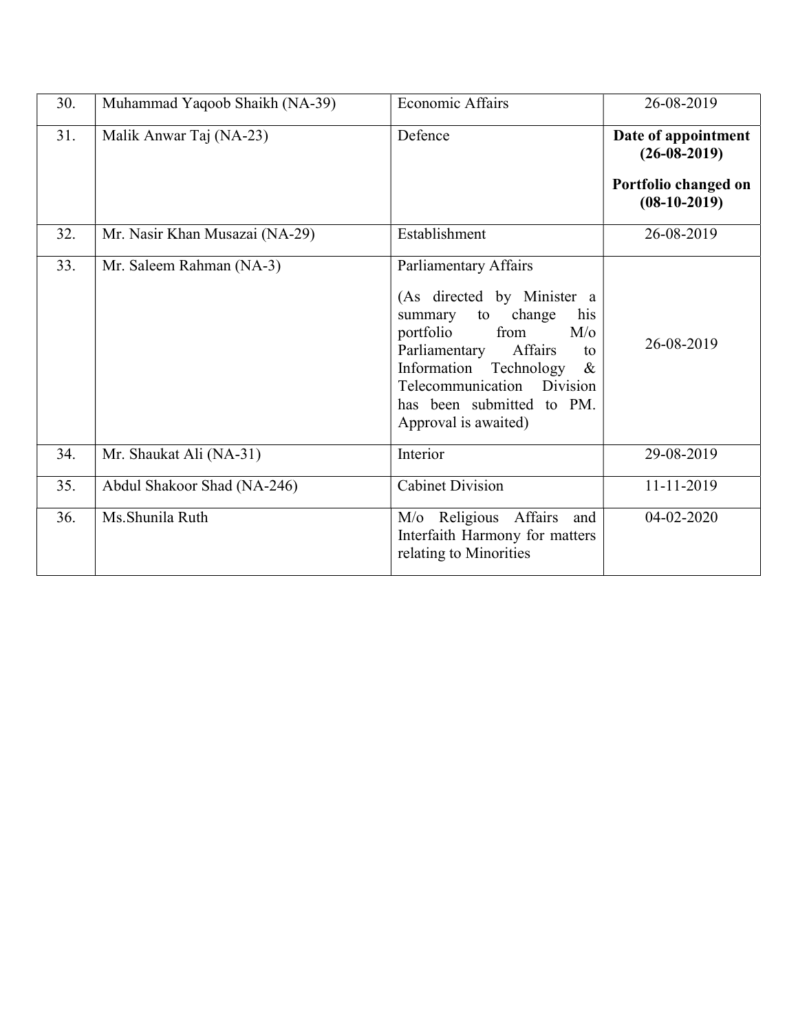| | | | |
|---|---|---|---|
| 30. | Muhammad Yaqoob Shaikh (NA-39) | Economic Affairs | 26-08-2019 |
| 31. | Malik Anwar Taj (NA-23) | Defence | **Date of appointment (26-08-2019)** **Portfolio changed on (08-10-2019)** |
| 32. | Mr. Nasir Khan Musazai (NA-29) | Establishment | 26-08-2019 |
| 33. | Mr. Saleem Rahman (NA-3) | Parliamentary Affairs (As directed by Minister a summary to change his portfolio from M/o Parliamentary Affairs to Information Technology & Telecommunication Division has been submitted to PM. Approval is awaited) | 26-08-2019 |
| 34. | Mr. Shaukat Ali (NA-31) | Interior | 29-08-2019 |
| 35. | Abdul Shakoor Shad (NA-246) | Cabinet Division | 11-11-2019 |
| 36. | Ms.Shunila Ruth | M/o Religious Affairs and Interfaith Harmony for matters relating to Minorities | 04-02-2020 |